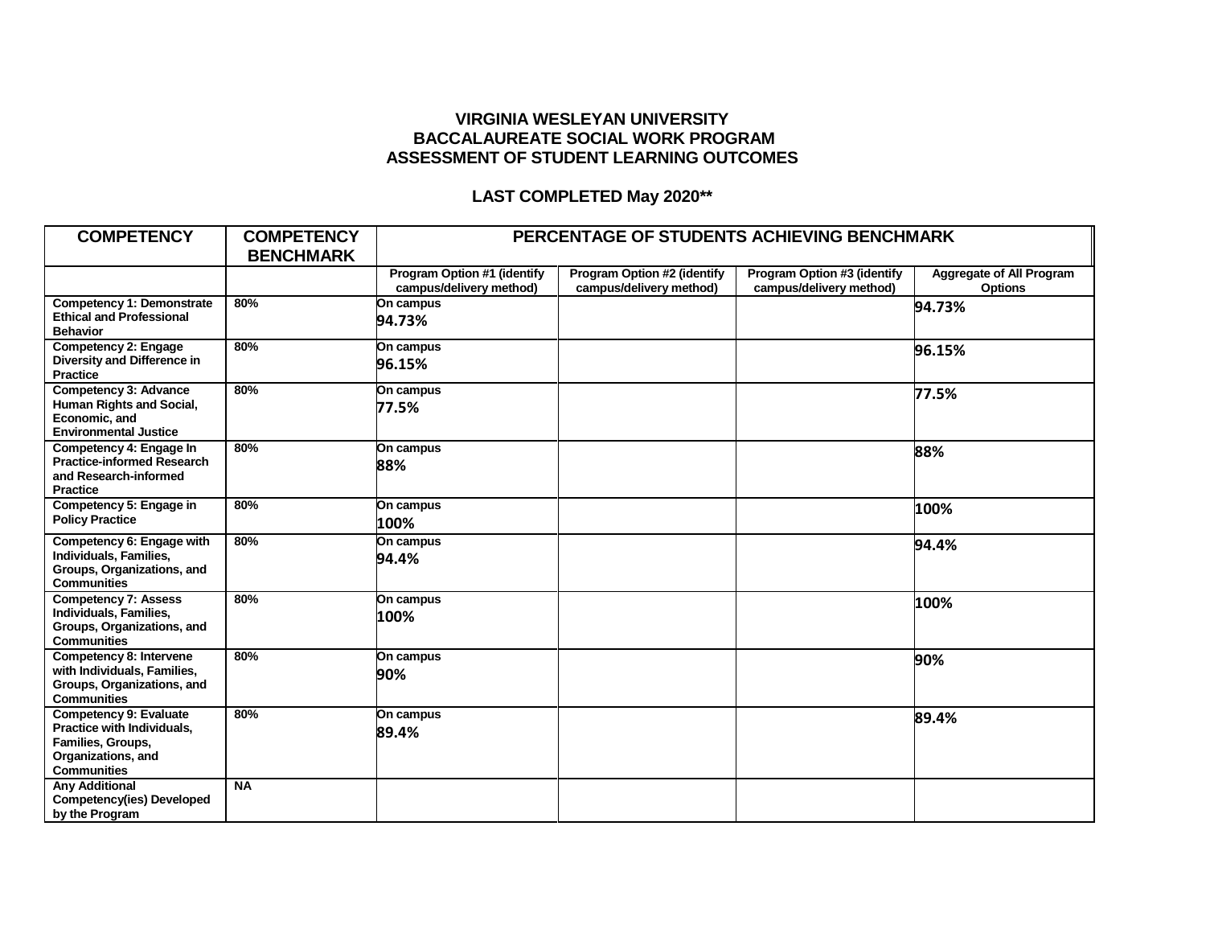**VIRGINIA WESLEYAN UNIVERSITY**
**BACCALAUREATE SOCIAL WORK PROGRAM**
**ASSESSMENT OF STUDENT LEARNING OUTCOMES**

**LAST COMPLETED May 2020****

| COMPETENCY | COMPETENCY BENCHMARK | PERCENTAGE OF STUDENTS ACHIEVING BENCHMARK | | | |
|---|---|---|---|---|---|
| | | Program Option #1 (identify campus/delivery method) | Program Option #2 (identify campus/delivery method) | Program Option #3 (identify campus/delivery method) | Aggregate of All Program Options |
| Competency 1: Demonstrate Ethical and Professional Behavior | 80% | On campus 94.73% | | | 94.73% |
| Competency 2: Engage Diversity and Difference in Practice | 80% | On campus 96.15% | | | 96.15% |
| Competency 3: Advance Human Rights and Social, Economic, and Environmental Justice | 80% | On campus 77.5% | | | 77.5% |
| Competency 4: Engage In Practice-informed Research and Research-informed Practice | 80% | On campus 88% | | | 88% |
| Competency 5: Engage in Policy Practice | 80% | On campus 100% | | | 100% |
| Competency 6: Engage with Individuals, Families, Groups, Organizations, and Communities | 80% | On campus 94.4% | | | 94.4% |
| Competency 7: Assess Individuals, Families, Groups, Organizations, and Communities | 80% | On campus 100% | | | 100% |
| Competency 8: Intervene with Individuals, Families, Groups, Organizations, and Communities | 80% | On campus 90% | | | 90% |
| Competency 9: Evaluate Practice with Individuals, Families, Groups, Organizations, and Communities | 80% | On campus 89.4% | | | 89.4% |
| Any Additional Competency(ies) Developed by the Program | NA | | | | |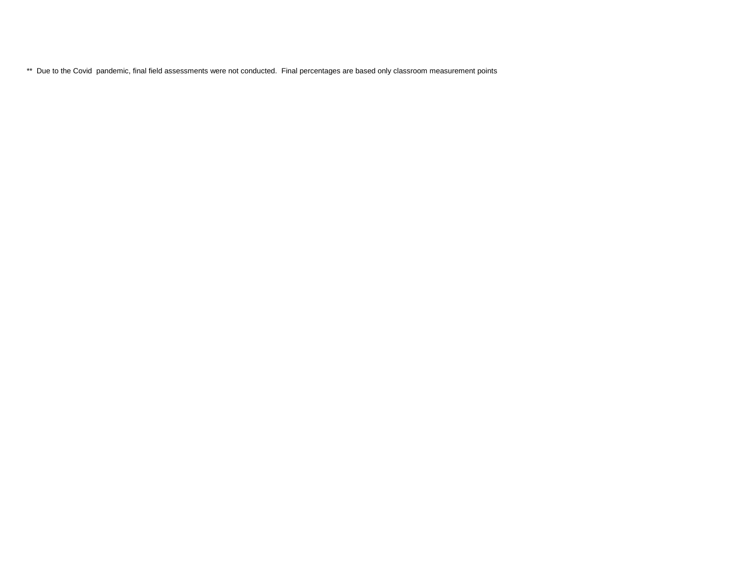** Due to the Covid pandemic, final field assessments were not conducted. Final percentages are based only classroom measurement points